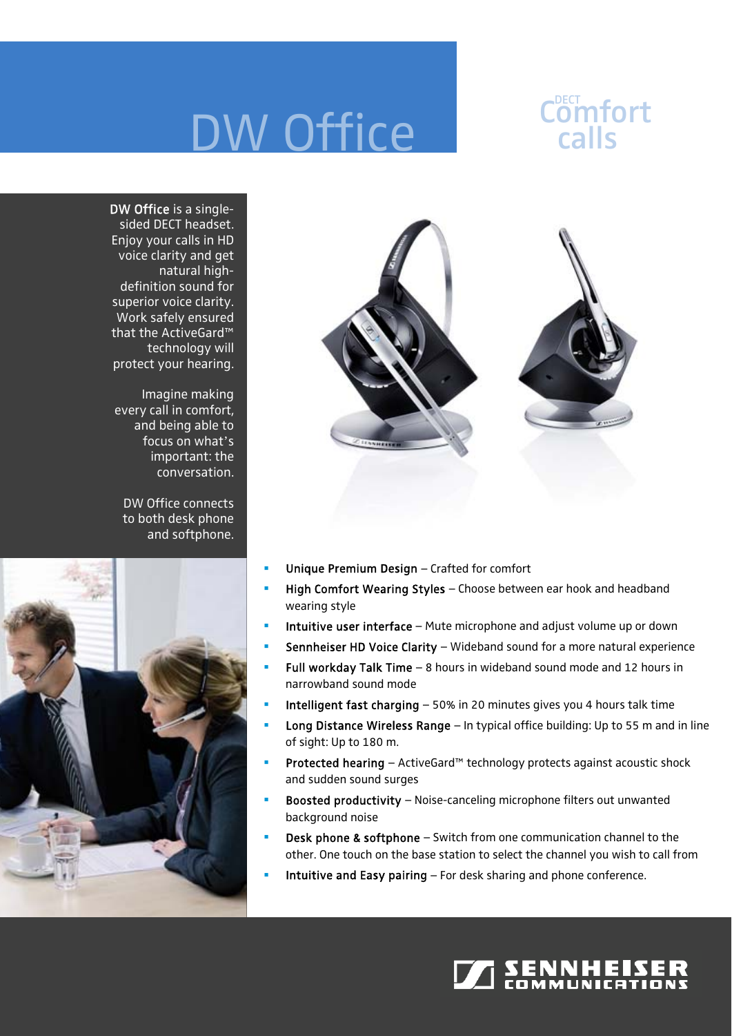# DW Office

DECT Comfort calls

**DW Office** is a single-sided DECT headset. Enjoy your calls in HD voice clarity and get natural high-definition sound for superior voice clarity. Work safely ensured that the ActiveGard™ technology will protect your hearing.

Imagine making every call in comfort, and being able to focus on what's important: the conversation.

DW Office connects to both desk phone and softphone.

- **Unique Premium Design** – Crafted for comfort
- **High Comfort Wearing Styles** – Choose between ear hook and headband wearing style
- **Intuitive user interface** – Mute microphone and adjust volume up or down
- **Sennheiser HD Voice Clarity** – Wideband sound for a more natural experience
- **Full workday Talk Time** – 8 hours in wideband sound mode and 12 hours in narrowband sound mode
- **Intelligent fast charging** – 50% in 20 minutes gives you 4 hours talk time
- **Long Distance Wireless Range** – In typical office building: Up to 55 m and in line of sight: Up to 180 m.
- **Protected hearing** – ActiveGard™ technology protects against acoustic shock and sudden sound surges
- **Boosted productivity** – Noise-canceling microphone filters out unwanted background noise
- **Desk phone & softphone** – Switch from one communication channel to the other. One touch on the base station to select the channel you wish to call from
- **Intuitive and Easy pairing** – For desk sharing and phone conference.

SENNHEISER COMMUNICATIONS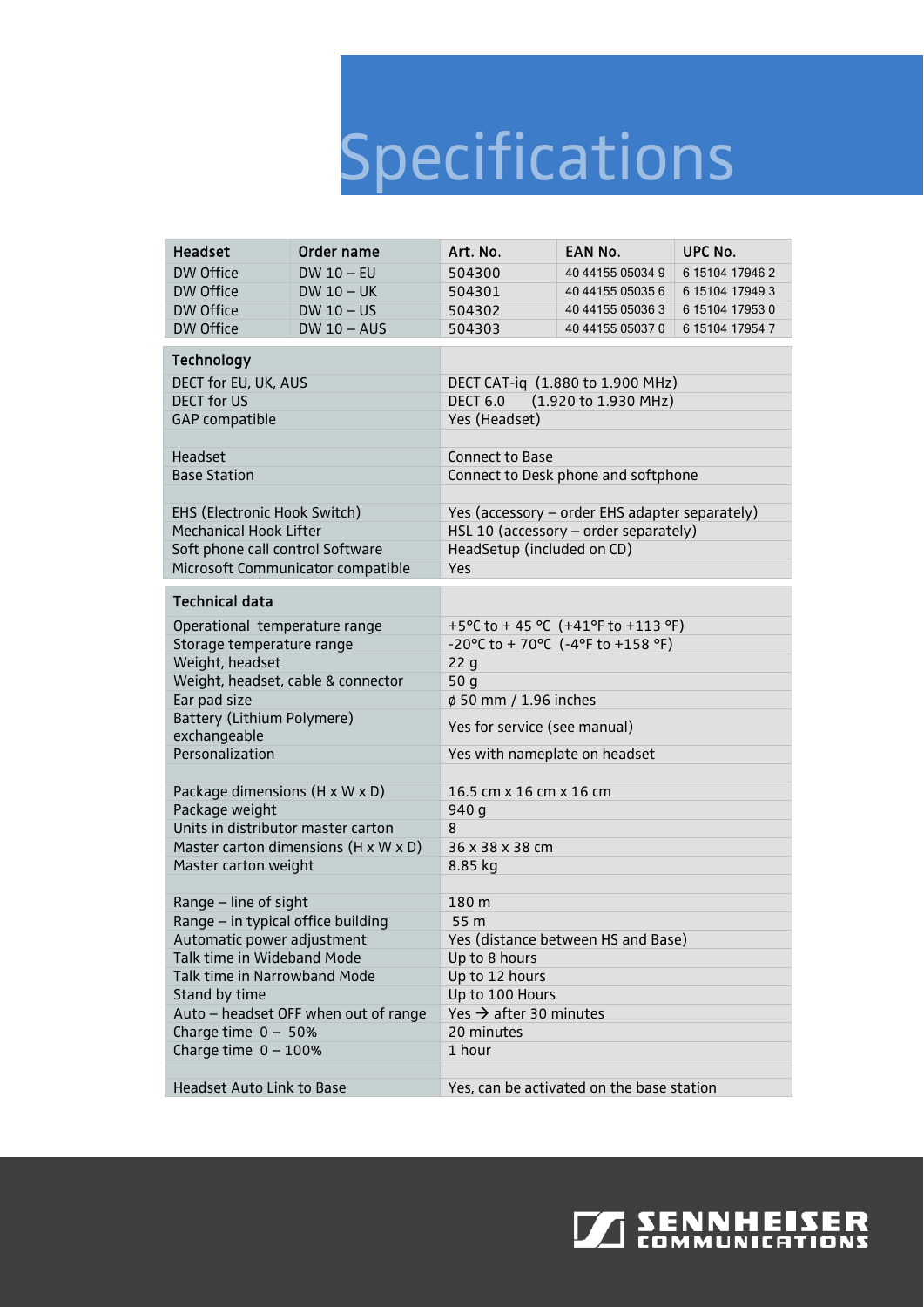# Specifications

| Headset | Order name | Art. No. | EAN No. | UPC No. |
|---|---|---|---|---|
| DW Office | DW 10 – EU | 504300 | 40 44155 05034 9 | 6 15104 17946 2 |
| DW Office | DW 10 – UK | 504301 | 40 44155 05035 6 | 6 15104 17949 3 |
| DW Office | DW 10 – US | 504302 | 40 44155 05036 3 | 6 15104 17953 0 |
| DW Office | DW 10 – AUS | 504303 | 40 44155 05037 0 | 6 15104 17954 7 |

| Technology | |
|---|---|
| DECT for EU, UK, AUS | DECT CAT-iq (1.880 to 1.900 MHz) |
| DECT for US | DECT 6.0 (1.920 to 1.930 MHz) |
| GAP compatible | Yes (Headset) |
| | |
| Headset | Connect to Base |
| Base Station | Connect to Desk phone and softphone |
| | |
| EHS (Electronic Hook Switch) | Yes (accessory – order EHS adapter separately) |
| Mechanical Hook Lifter | HSL 10 (accessory – order separately) |
| Soft phone call control Software | HeadSetup (included on CD) |
| Microsoft Communicator compatible | Yes |

| Technical data | |
|---|---|
| Operational temperature range | +5°C to + 45 °C (+41°F to +113 °F) |
| Storage temperature range | -20°C to + 70°C (-4°F to +158 °F) |
| Weight, headset | 22 g |
| Weight, headset, cable & connector | 50 g |
| Ear pad size | ø 50 mm / 1.96 inches |
| Battery (Lithium Polymere) exchangeable | Yes for service (see manual) |
| Personalization | Yes with nameplate on headset |
| | |
| Package dimensions (H x W x D) | 16.5 cm x 16 cm x 16 cm |
| Package weight | 940 g |
| Units in distributor master carton | 8 |
| Master carton dimensions (H x W x D) | 36 x 38 x 38 cm |
| Master carton weight | 8.85 kg |
| | |
| Range – line of sight | 180 m |
| Range – in typical office building | 55 m |
| Automatic power adjustment | Yes (distance between HS and Base) |
| Talk time in Wideband Mode | Up to 8 hours |
| Talk time in Narrowband Mode | Up to 12 hours |
| Stand by time | Up to 100 Hours |
| Auto – headset OFF when out of range | Yes → after 30 minutes |
| Charge time 0 – 50% | 20 minutes |
| Charge time 0 – 100% | 1 hour |
| | |
| Headset Auto Link to Base | Yes, can be activated on the base station |

SENNHEISER COMMUNICATIONS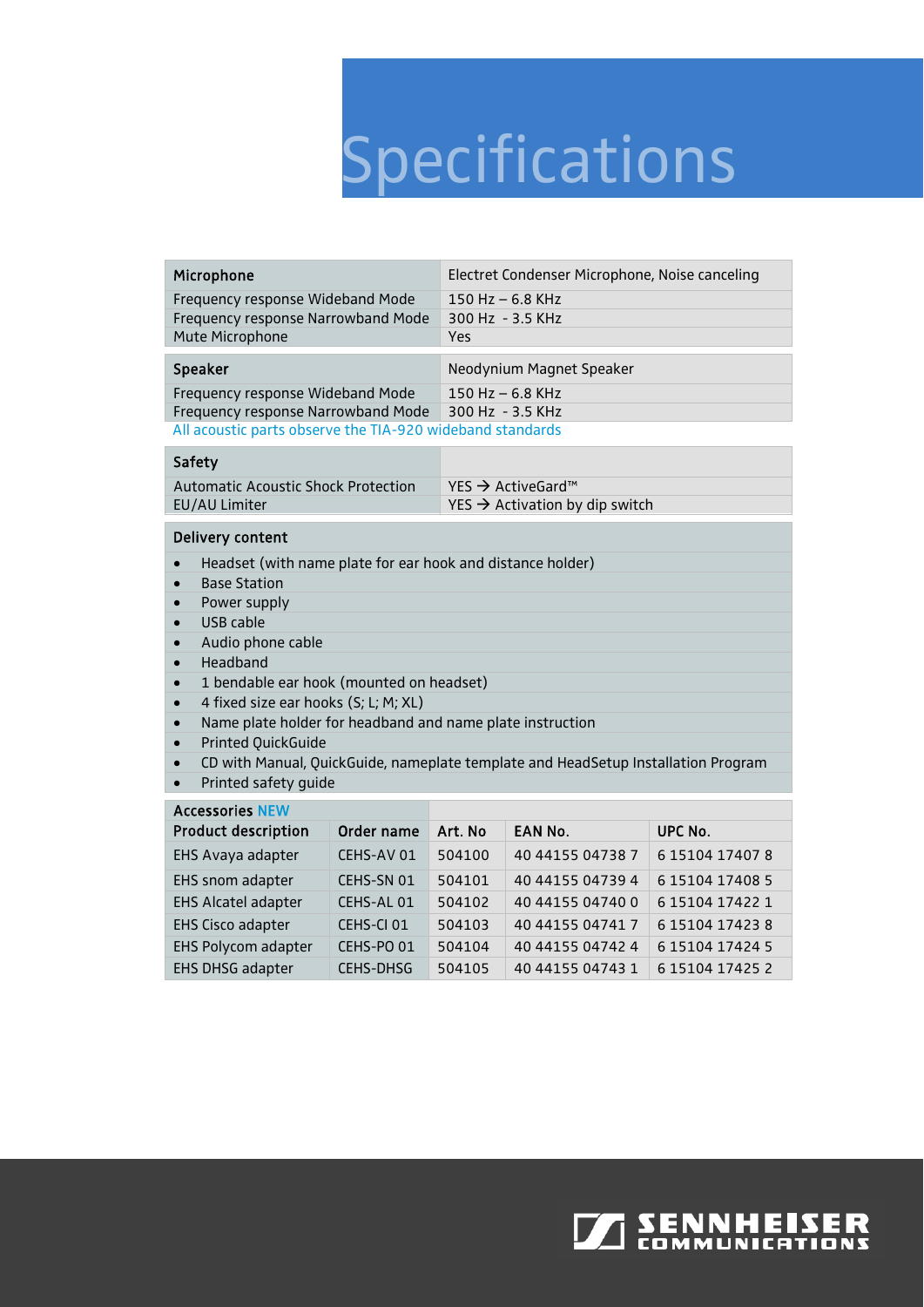# Specifications

| Microphone | Electret Condenser Microphone, Noise canceling |
| --- | --- |
| Frequency response Wideband Mode | 150 Hz – 6.8 KHz |
| Frequency response Narrowband Mode | 300 Hz - 3.5 KHz |
| Mute Microphone | Yes |

| Speaker | Neodymium Magnet Speaker |
| --- | --- |
| Frequency response Wideband Mode | 150 Hz – 6.8 KHz |
| Frequency response Narrowband Mode | 300 Hz - 3.5 KHz |

All acoustic parts observe the TIA-920 wideband standards

| Safety | |
| --- | --- |
| Automatic Acoustic Shock Protection | YES → ActiveGard™ |
| EU/AU Limiter | YES → Activation by dip switch |

**Delivery content**

- Headset (with name plate for ear hook and distance holder)
- Base Station
- Power supply
- USB cable
- Audio phone cable
- Headband
- 1 bendable ear hook (mounted on headset)
- 4 fixed size ear hooks (S; L; M; XL)
- Name plate holder for headband and name plate instruction
- Printed QuickGuide
- CD with Manual, QuickGuide, nameplate template and HeadSetup Installation Program
- Printed safety guide

**Accessories NEW**

| Product description | Order name | Art. No | EAN No. | UPC No. |
| --- | --- | --- | --- | --- |
| EHS Avaya adapter | CEHS-AV 01 | 504100 | 40 44155 04738 7 | 6 15104 17407 8 |
| EHS snom adapter | CEHS-SN 01 | 504101 | 40 44155 04739 4 | 6 15104 17408 5 |
| EHS Alcatel adapter | CEHS-AL 01 | 504102 | 40 44155 04740 0 | 6 15104 17422 1 |
| EHS Cisco adapter | CEHS-CI 01 | 504103 | 40 44155 04741 7 | 6 15104 17423 8 |
| EHS Polycom adapter | CEHS-PO 01 | 504104 | 40 44155 04742 4 | 6 15104 17424 5 |
| EHS DHSG adapter | CEHS-DHSG | 504105 | 40 44155 04743 1 | 6 15104 17425 2 |

SENNHEISER COMMUNICATIONS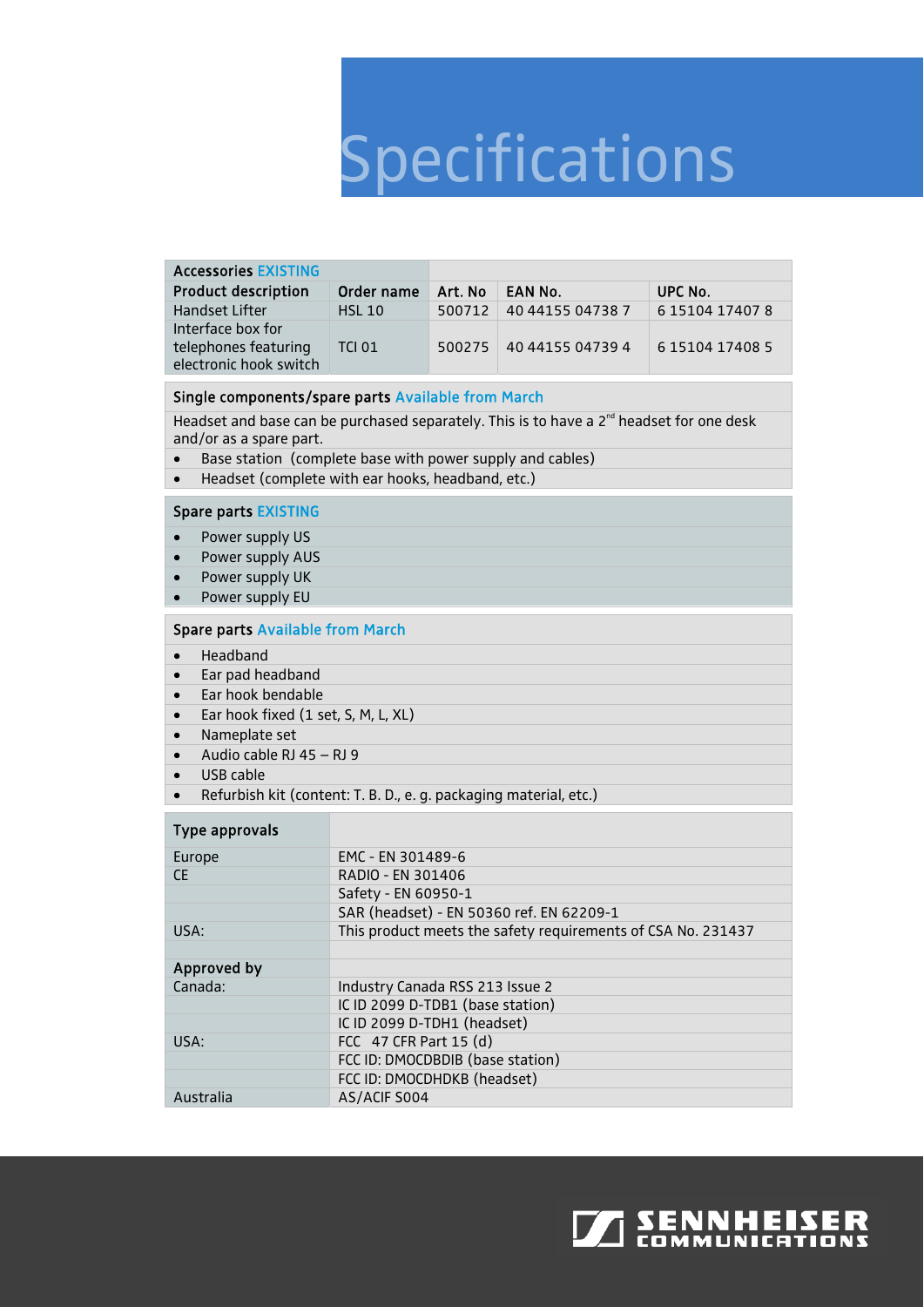# Specifications

| Accessories EXISTING | | | | |
|---|---|---|---|---|
| **Product description** | **Order name** | **Art. No** | **EAN No.** | **UPC No.** |
| Handset Lifter | HSL 10 | 500712 | 40 44155 04738 7 | 6 15104 17407 8 |
| Interface box for telephones featuring electronic hook switch | TCI 01 | 500275 | 40 44155 04739 4 | 6 15104 17408 5 |

**Single components/spare parts** Available from March

Headset and base can be purchased separately. This is to have a 2nd headset for one desk and/or as a spare part.

- Base station (complete base with power supply and cables)
- Headset (complete with ear hooks, headband, etc.)

**Spare parts** EXISTING

- Power supply US
- Power supply AUS
- Power supply UK
- Power supply EU

**Spare parts** Available from March

- Headband
- Ear pad headband
- Ear hook bendable
- Ear hook fixed (1 set, S, M, L, XL)
- Nameplate set
- Audio cable RJ 45 – RJ 9
- USB cable
- Refurbish kit (content: T. B. D., e. g. packaging material, etc.)

| **Type approvals** | |
|---|---|
| Europe | EMC - EN 301489-6 |
| CE | RADIO - EN 301406 |
| | Safety - EN 60950-1 |
| | SAR (headset) - EN 50360 ref. EN 62209-1 |
| USA: | This product meets the safety requirements of CSA No. 231437 |
| | |
| **Approved by** | |
| Canada: | Industry Canada RSS 213 Issue 2 |
| | IC ID 2099 D-TDB1 (base station) |
| | IC ID 2099 D-TDH1 (headset) |
| USA: | FCC 47 CFR Part 15 (d) |
| | FCC ID: DMOCDBDIB (base station) |
| | FCC ID: DMOCDHDKB (headset) |
| Australia | AS/ACIF S004 |

SENNHEISER COMMUNICATIONS